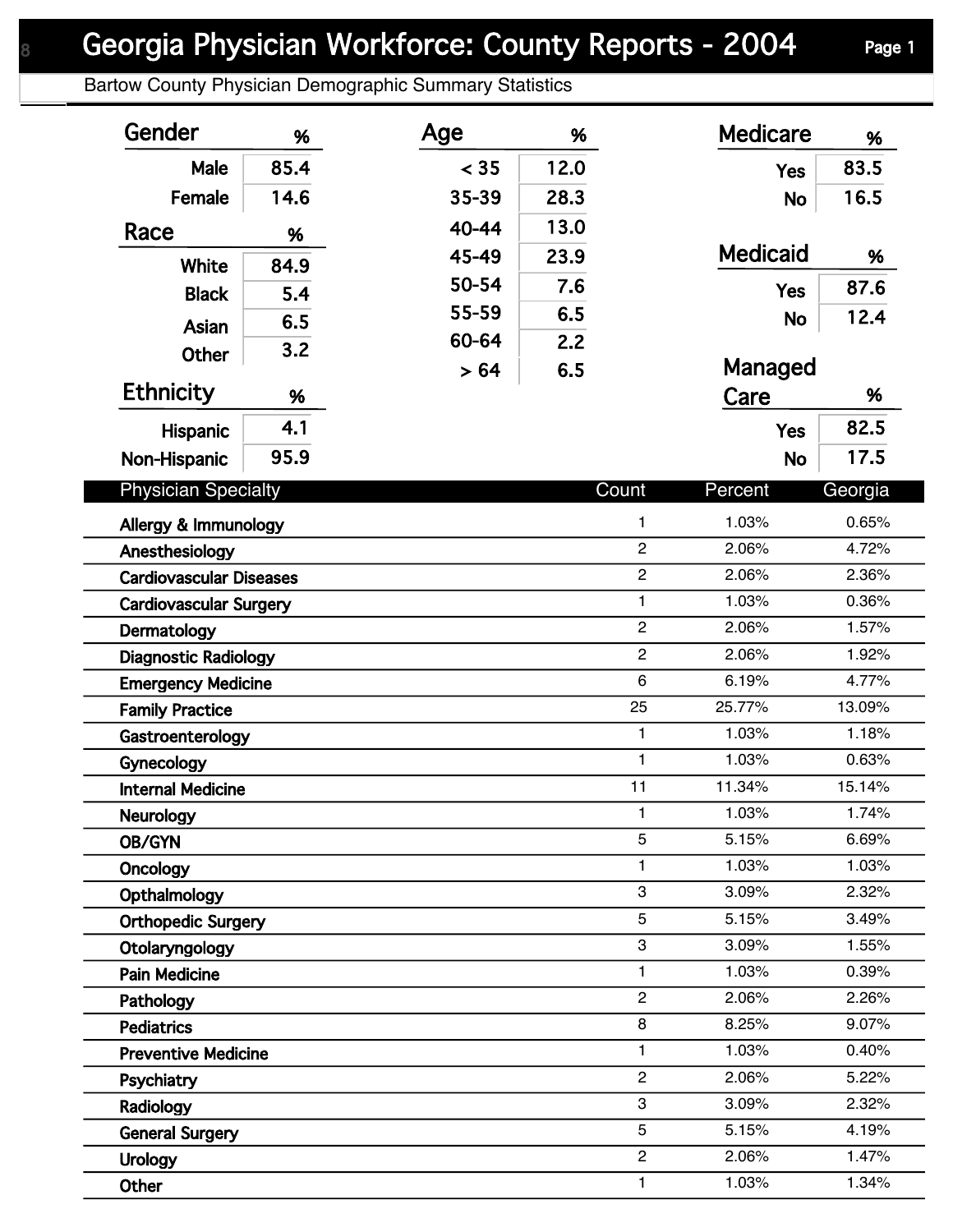# Georgia Physician Workforce: County Reports - 2004

## Bartow County Physician Demographic Summary Statistics

| Gender | % |
| --- | --- |
| Male | 85.4 |
| Female | 14.6 |

| Race | % |
| --- | --- |
| White | 84.9 |
| Black | 5.4 |
| Asian | 6.5 |
| Other | 3.2 |

| Ethnicity | % |
| --- | --- |
| Hispanic | 4.1 |
| Non-Hispanic | 95.9 |

| Age | % |
| --- | --- |
| < 35 | 12.0 |
| 35-39 | 28.3 |
| 40-44 | 13.0 |
| 45-49 | 23.9 |
| 50-54 | 7.6 |
| 55-59 | 6.5 |
| 60-64 | 2.2 |
| > 64 | 6.5 |

| Medicare | % |
| --- | --- |
| Yes | 83.5 |
| No | 16.5 |

| Medicaid | % |
| --- | --- |
| Yes | 87.6 |
| No | 12.4 |

| Managed Care | % |
| --- | --- |
| Yes | 82.5 |
| No | 17.5 |

| Physician Specialty | Count | Percent | Georgia |
| --- | --- | --- | --- |
| Allergy & Immunology | 1 | 1.03% | 0.65% |
| Anesthesiology | 2 | 2.06% | 4.72% |
| Cardiovascular Diseases | 2 | 2.06% | 2.36% |
| Cardiovascular Surgery | 1 | 1.03% | 0.36% |
| Dermatology | 2 | 2.06% | 1.57% |
| Diagnostic Radiology | 2 | 2.06% | 1.92% |
| Emergency Medicine | 6 | 6.19% | 4.77% |
| Family Practice | 25 | 25.77% | 13.09% |
| Gastroenterology | 1 | 1.03% | 1.18% |
| Gynecology | 1 | 1.03% | 0.63% |
| Internal Medicine | 11 | 11.34% | 15.14% |
| Neurology | 1 | 1.03% | 1.74% |
| OB/GYN | 5 | 5.15% | 6.69% |
| Oncology | 1 | 1.03% | 1.03% |
| Opthalmology | 3 | 3.09% | 2.32% |
| Orthopedic Surgery | 5 | 5.15% | 3.49% |
| Otolaryngology | 3 | 3.09% | 1.55% |
| Pain Medicine | 1 | 1.03% | 0.39% |
| Pathology | 2 | 2.06% | 2.26% |
| Pediatrics | 8 | 8.25% | 9.07% |
| Preventive Medicine | 1 | 1.03% | 0.40% |
| Psychiatry | 2 | 2.06% | 5.22% |
| Radiology | 3 | 3.09% | 2.32% |
| General Surgery | 5 | 5.15% | 4.19% |
| Urology | 2 | 2.06% | 1.47% |
| Other | 1 | 1.03% | 1.34% |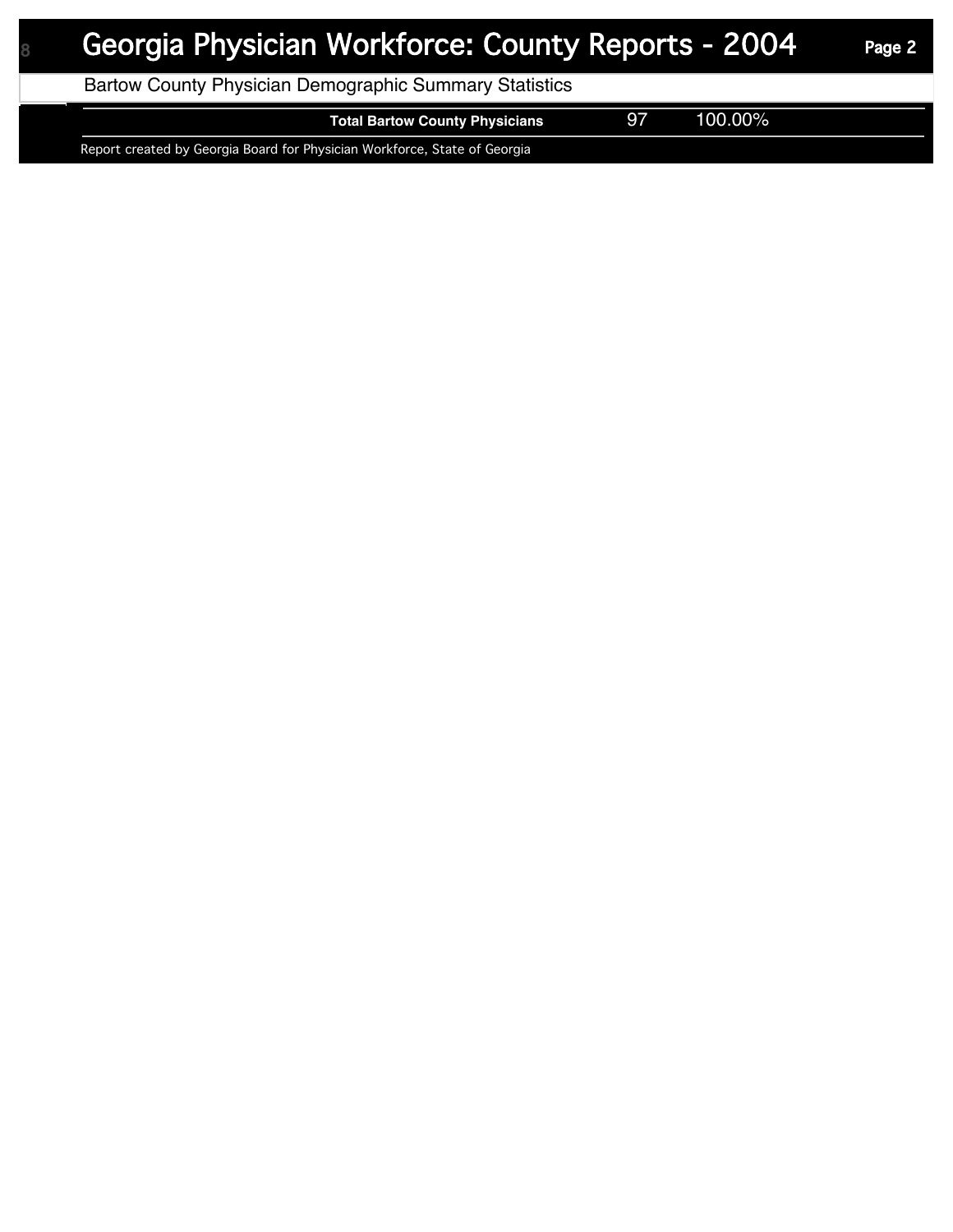## Bartow County Physician Demographic Summary Statistics

| | | |
|---|---|---|
| **Total Bartow County Physicians** | 97 | 100.00% |

Report created by Georgia Board for Physician Workforce, State of Georgia